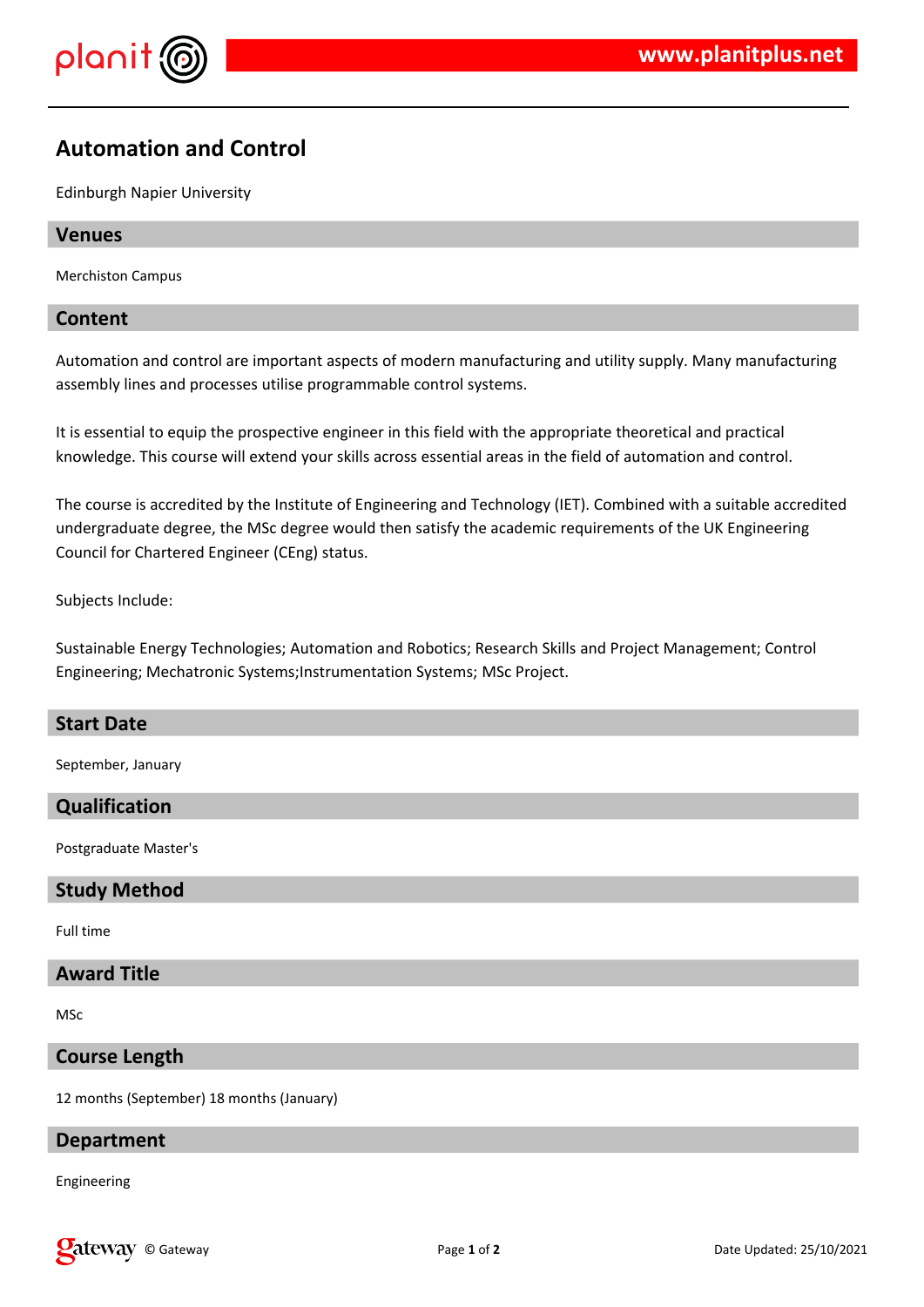# Automation and Control

Edinburgh Napier University

## Venues

Merchiston Campus

## Content

Automation and control are important aspects of modern manufacturing and utility supply. Many manufacturing assembly lines and processes utilise programmable control systems.

It is essential to equip the prospective engineer in this field with the appropriate theoretical and practical knowledge. This course will extend your skills across essential areas in the field of automation and control.

The course is accredited by the Institute of Engineering and Technology (IET). Combined with a suitable accredited undergraduate degree, the MSc degree would then satisfy the academic requirements of the UK Engineering Council for Chartered Engineer (CEng) status.

Subjects Include:

Sustainable Energy Technologies; Automation and Robotics; Research Skills and Project Management; Control Engineering; Mechatronic Systems;Instrumentation Systems; MSc Project.

## Start Date

September, January

## Qualification

Postgraduate Master's

## Study Method

Full time

## Award Title

MSc

## Course Length

12 months (September) 18 months (January)

## Department

Engineering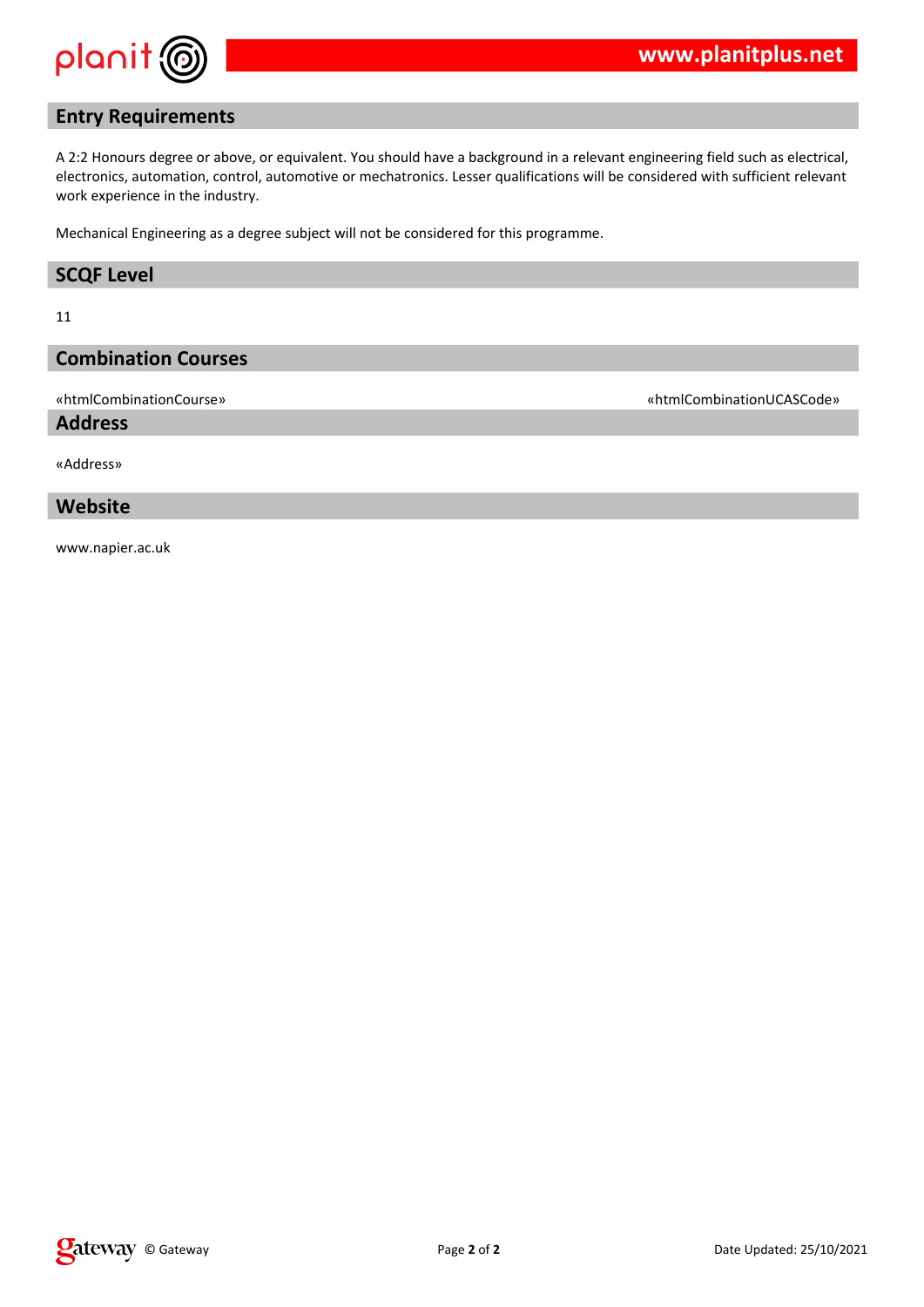## Entry Requirements

A 2:2 Honours degree or above, or equivalent. You should have a background in a relevant engineering field such as electrical, electronics, automation, control, automotive or mechatronics. Lesser qualifications will be considered with sufficient relevant work experience in the industry.

Mechanical Engineering as a degree subject will not be considered for this programme.

## SCQF Level

11

## Combination Courses

«htmlCombinationCourse» «htmlCombinationUCASCode»

## Address

«Address»

## Website

www.napier.ac.uk